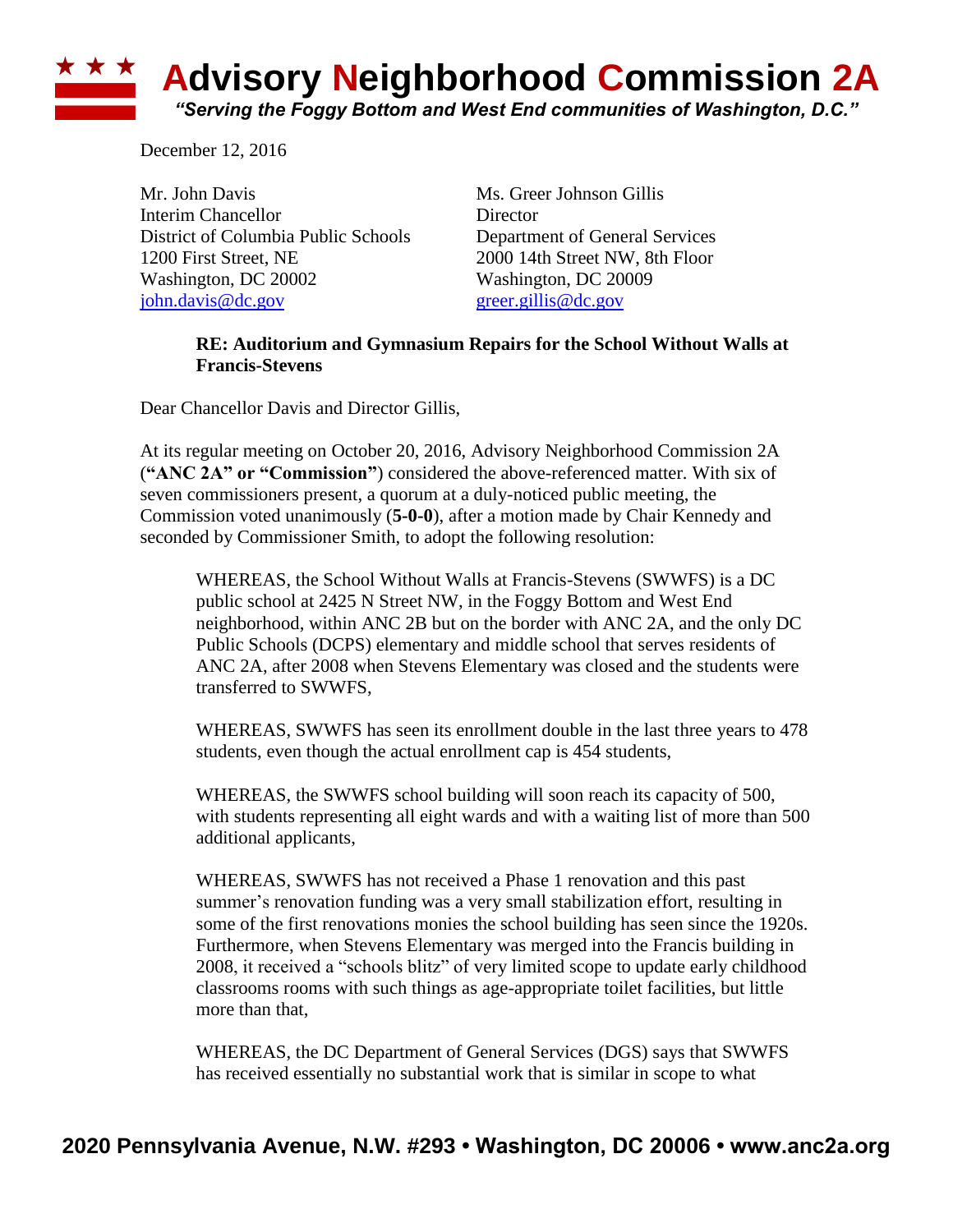# Advisory Neighborhood Commission 2A

*"Serving the Foggy Bottom and West End communities of Washington, D.C."*

December 12, 2016

Mr. John Davis
Interim Chancellor
District of Columbia Public Schools
1200 First Street, NE
Washington, DC 20002
john.davis@dc.gov

Ms. Greer Johnson Gillis
Director
Department of General Services
2000 14th Street NW, 8th Floor
Washington, DC 20009
greer.gillis@dc.gov

**RE: Auditorium and Gymnasium Repairs for the School Without Walls at Francis-Stevens**

Dear Chancellor Davis and Director Gillis,

At its regular meeting on October 20, 2016, Advisory Neighborhood Commission 2A (**"ANC 2A" or "Commission"**) considered the above-referenced matter. With six of seven commissioners present, a quorum at a duly-noticed public meeting, the Commission voted unanimously (**5-0-0**), after a motion made by Chair Kennedy and seconded by Commissioner Smith, to adopt the following resolution:

> WHEREAS, the School Without Walls at Francis-Stevens (SWWFS) is a DC public school at 2425 N Street NW, in the Foggy Bottom and West End neighborhood, within ANC 2B but on the border with ANC 2A, and the only DC Public Schools (DCPS) elementary and middle school that serves residents of ANC 2A, after 2008 when Stevens Elementary was closed and the students were transferred to SWWFS,
>
> WHEREAS, SWWFS has seen its enrollment double in the last three years to 478 students, even though the actual enrollment cap is 454 students,
>
> WHEREAS, the SWWFS school building will soon reach its capacity of 500, with students representing all eight wards and with a waiting list of more than 500 additional applicants,
>
> WHEREAS, SWWFS has not received a Phase 1 renovation and this past summer's renovation funding was a very small stabilization effort, resulting in some of the first renovations monies the school building has seen since the 1920s. Furthermore, when Stevens Elementary was merged into the Francis building in 2008, it received a "schools blitz" of very limited scope to update early childhood classrooms rooms with such things as age-appropriate toilet facilities, but little more than that,
>
> WHEREAS, the DC Department of General Services (DGS) says that SWWFS has received essentially no substantial work that is similar in scope to what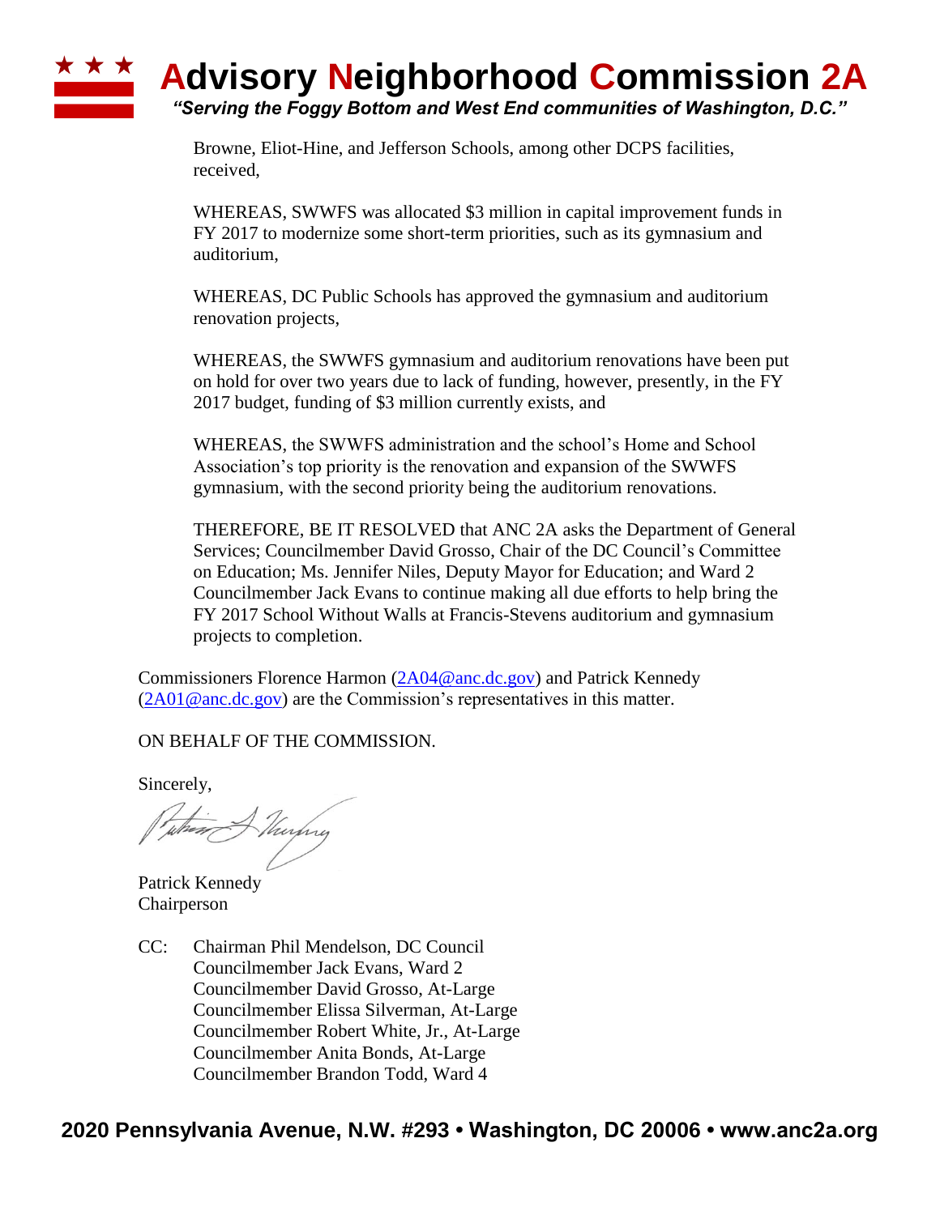Browne, Eliot-Hine, and Jefferson Schools, among other DCPS facilities, received,

WHEREAS, SWWFS was allocated $3 million in capital improvement funds in FY 2017 to modernize some short-term priorities, such as its gymnasium and auditorium,

WHEREAS, DC Public Schools has approved the gymnasium and auditorium renovation projects,

WHEREAS, the SWWFS gymnasium and auditorium renovations have been put on hold for over two years due to lack of funding, however, presently, in the FY 2017 budget, funding of $3 million currently exists, and

WHEREAS, the SWWFS administration and the school's Home and School Association's top priority is the renovation and expansion of the SWWFS gymnasium, with the second priority being the auditorium renovations.

THEREFORE, BE IT RESOLVED that ANC 2A asks the Department of General Services; Councilmember David Grosso, Chair of the DC Council's Committee on Education; Ms. Jennifer Niles, Deputy Mayor for Education; and Ward 2 Councilmember Jack Evans to continue making all due efforts to help bring the FY 2017 School Without Walls at Francis-Stevens auditorium and gymnasium projects to completion.

Commissioners Florence Harmon (2A04@anc.dc.gov) and Patrick Kennedy (2A01@anc.dc.gov) are the Commission's representatives in this matter.

ON BEHALF OF THE COMMISSION.

Sincerely,

Patrick Kennedy
Chairperson

CC: Chairman Phil Mendelson, DC Council
Councilmember Jack Evans, Ward 2
Councilmember David Grosso, At-Large
Councilmember Elissa Silverman, At-Large
Councilmember Robert White, Jr., At-Large
Councilmember Anita Bonds, At-Large
Councilmember Brandon Todd, Ward 4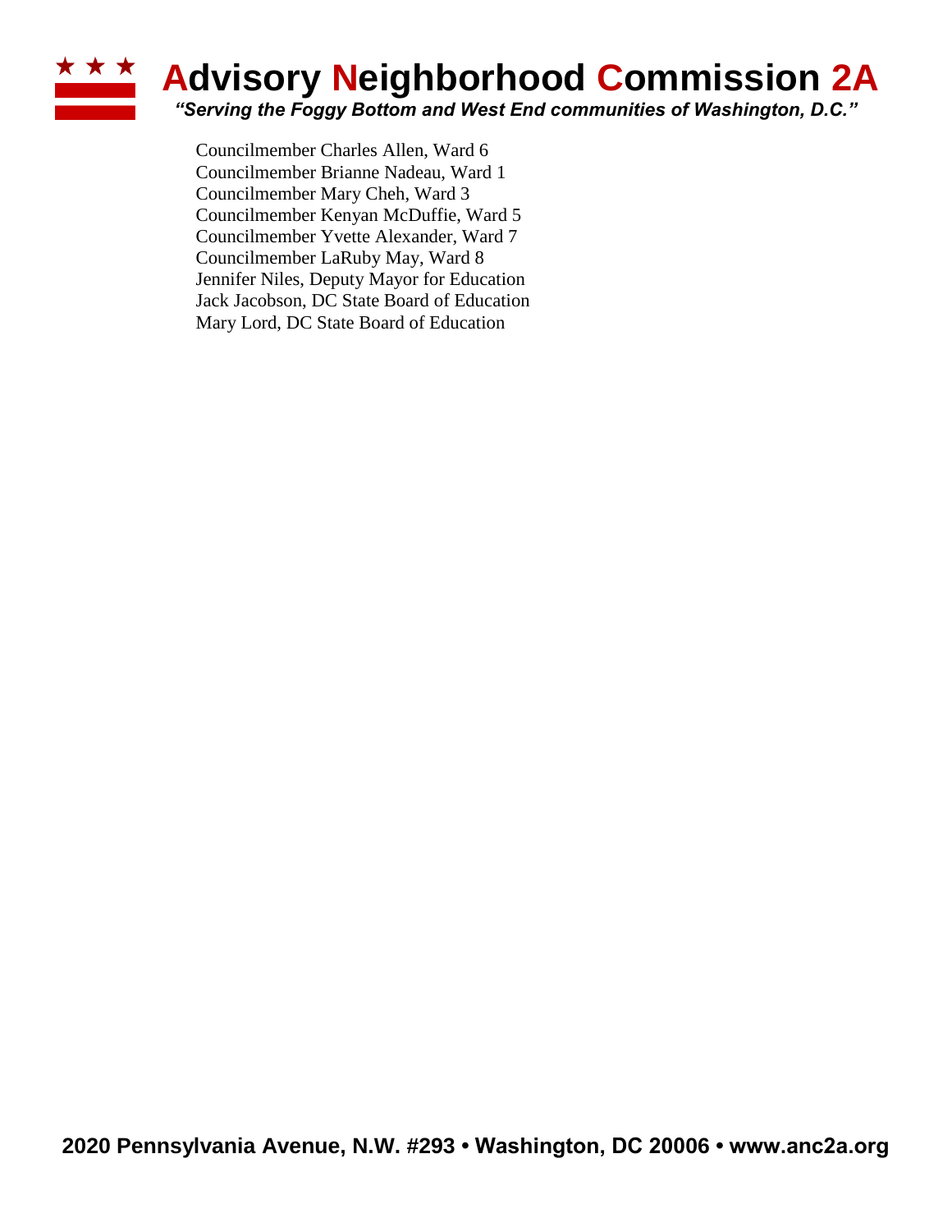Councilmember Charles Allen, Ward 6
Councilmember Brianne Nadeau, Ward 1
Councilmember Mary Cheh, Ward 3
Councilmember Kenyan McDuffie, Ward 5
Councilmember Yvette Alexander, Ward 7
Councilmember LaRuby May, Ward 8
Jennifer Niles, Deputy Mayor for Education
Jack Jacobson, DC State Board of Education
Mary Lord, DC State Board of Education